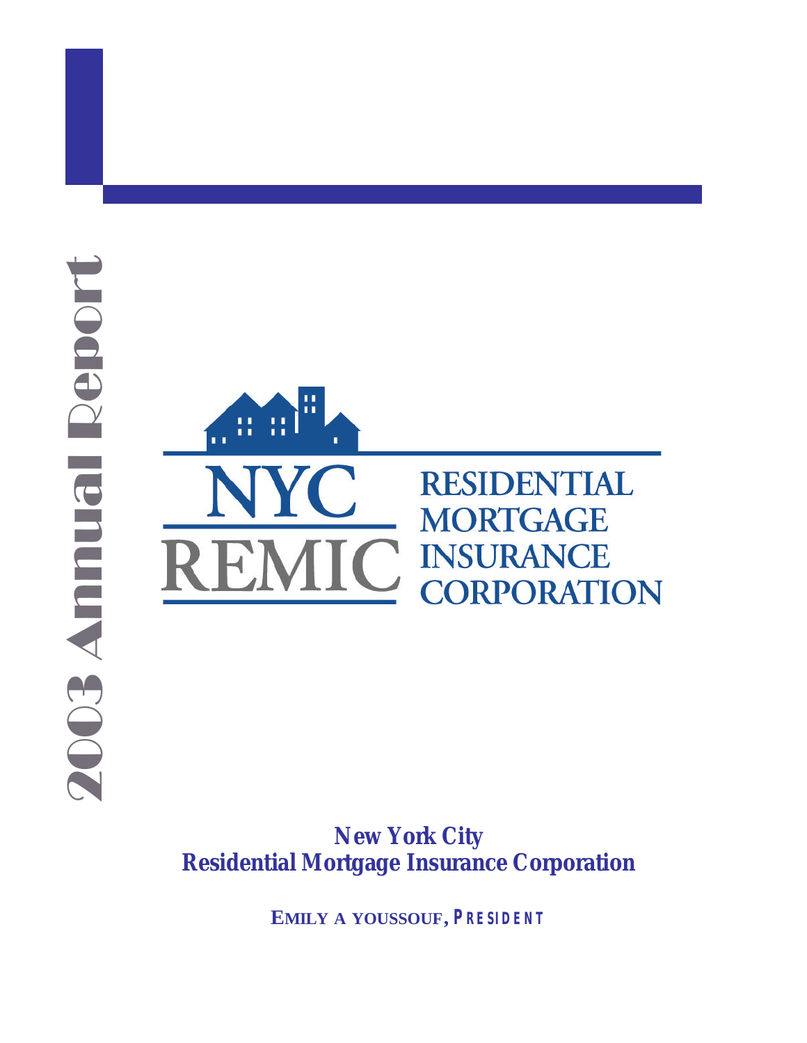# 2003 Annual Report

NYC REMIC

RESIDENTIAL MORTGAGE INSURANCE CORPORATION

**New York City**
**Residential Mortgage Insurance Corporation**

**EMILY A YOUSSOUF, PRESIDENT**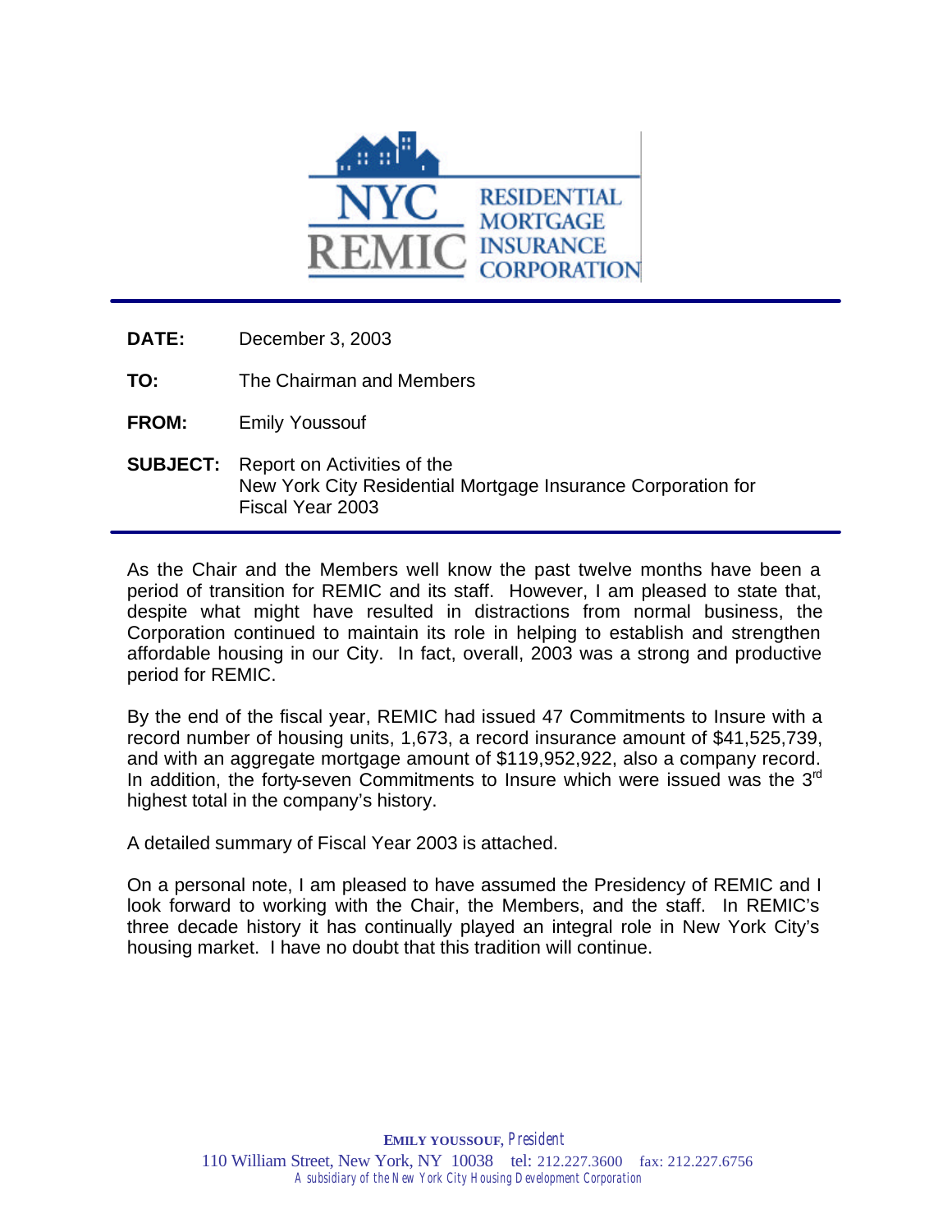NYC REMIC RESIDENTIAL MORTGAGE INSURANCE CORPORATION

**DATE:** December 3, 2003

**TO:** The Chairman and Members

**FROM:** Emily Youssouf

**SUBJECT:** Report on Activities of the New York City Residential Mortgage Insurance Corporation for Fiscal Year 2003

As the Chair and the Members well know the past twelve months have been a period of transition for REMIC and its staff. However, I am pleased to state that, despite what might have resulted in distractions from normal business, the Corporation continued to maintain its role in helping to establish and strengthen affordable housing in our City. In fact, overall, 2003 was a strong and productive period for REMIC.

By the end of the fiscal year, REMIC had issued 47 Commitments to Insure with a record number of housing units, 1,673, a record insurance amount of $41,525,739, and with an aggregate mortgage amount of $119,952,922, also a company record. In addition, the forty-seven Commitments to Insure which were issued was the 3rd highest total in the company's history.

A detailed summary of Fiscal Year 2003 is attached.

On a personal note, I am pleased to have assumed the Presidency of REMIC and I look forward to working with the Chair, the Members, and the staff. In REMIC's three decade history it has continually played an integral role in New York City's housing market. I have no doubt that this tradition will continue.

**EMILY YOUSSOUF**, *President*
110 William Street, New York, NY 10038 tel: 212.227.3600 fax: 212.227.6756
*A subsidiary of the New York City Housing Development Corporation*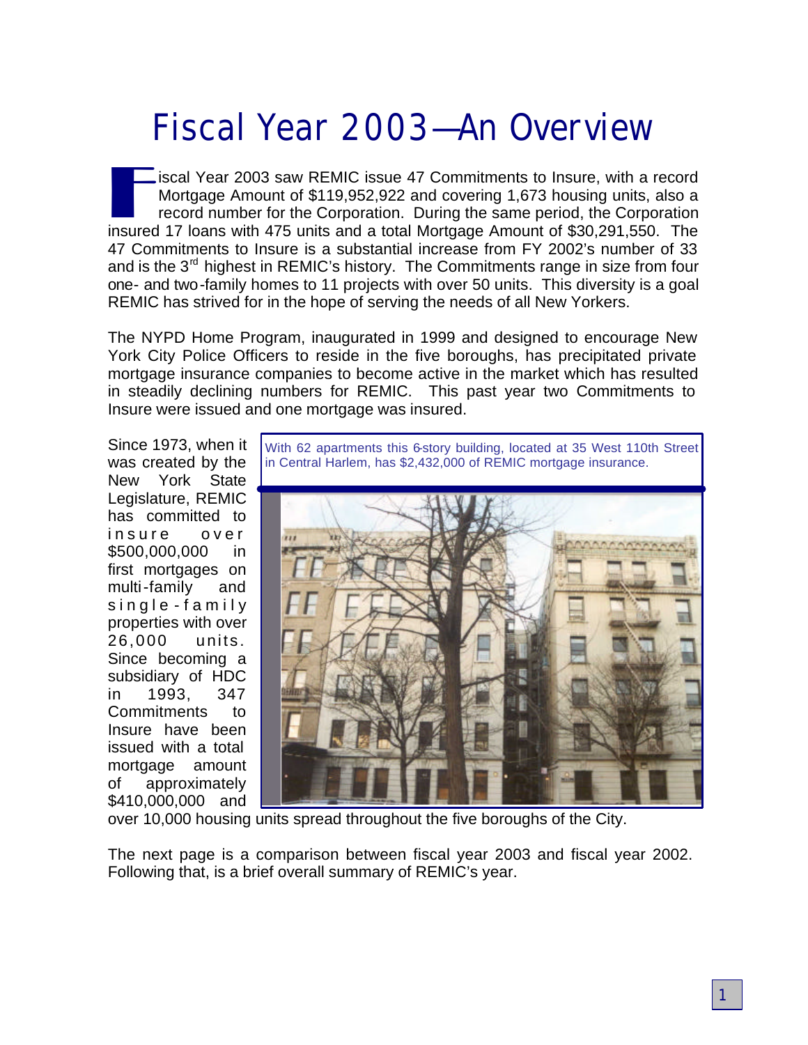# Fiscal Year 2003—An Overview

Fiscal Year 2003 saw REMIC issue 47 Commitments to Insure, with a record Mortgage Amount of $119,952,922 and covering 1,673 housing units, also a record number for the Corporation. During the same period, the Corporation insured 17 loans with 475 units and a total Mortgage Amount of $30,291,550. The 47 Commitments to Insure is a substantial increase from FY 2002's number of 33 and is the 3rd highest in REMIC's history. The Commitments range in size from four one- and two-family homes to 11 projects with over 50 units. This diversity is a goal REMIC has strived for in the hope of serving the needs of all New Yorkers.

The NYPD Home Program, inaugurated in 1999 and designed to encourage New York City Police Officers to reside in the five boroughs, has precipitated private mortgage insurance companies to become active in the market which has resulted in steadily declining numbers for REMIC. This past year two Commitments to Insure were issued and one mortgage was insured.

Since 1973, when it was created by the New York State Legislature, REMIC has committed to insure over $500,000,000 in first mortgages on multi-family and single-family properties with over 26,000 units. Since becoming a subsidiary of HDC in 1993, 347 Commitments to Insure have been issued with a total mortgage amount of approximately $410,000,000 and over 10,000 housing units spread throughout the five boroughs of the City.

With 62 apartments this 6-story building, located at 35 West 110th Street in Central Harlem, has $2,432,000 of REMIC mortgage insurance.

The next page is a comparison between fiscal year 2003 and fiscal year 2002. Following that, is a brief overall summary of REMIC's year.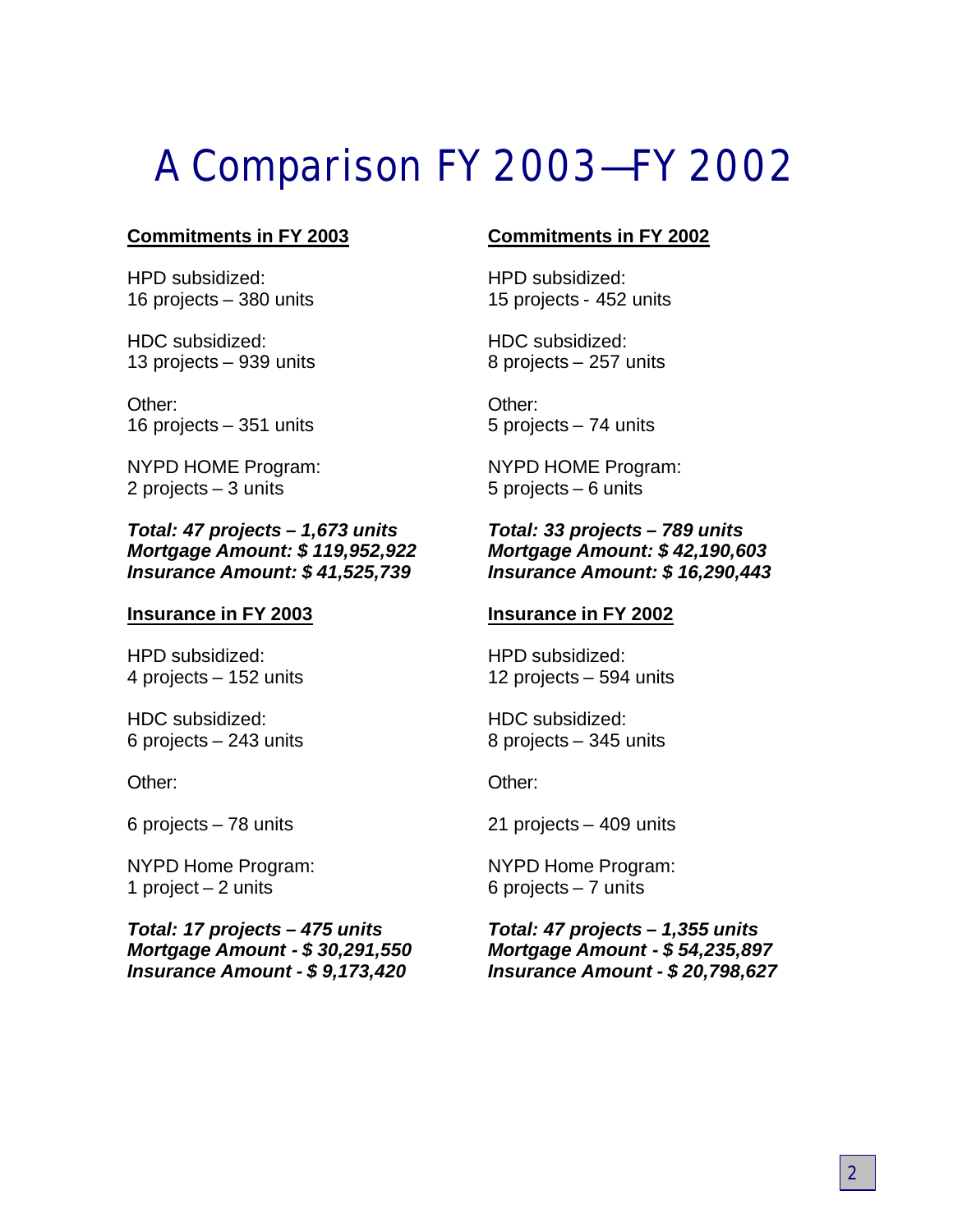# A Comparison FY 2003—FY 2002

**Commitments in FY 2003**

HPD subsidized:
16 projects – 380 units

HDC subsidized:
13 projects – 939 units

Other:
16 projects – 351 units

NYPD HOME Program:
2 projects – 3 units

***Total: 47 projects – 1,673 units***
***Mortgage Amount: $ 119,952,922***
***Insurance Amount: $ 41,525,739***

**Commitments in FY 2002**

HPD subsidized:
15 projects - 452 units

HDC subsidized:
8 projects – 257 units

Other:
5 projects – 74 units

NYPD HOME Program:
5 projects – 6 units

***Total: 33 projects – 789 units***
***Mortgage Amount: $ 42,190,603***
***Insurance Amount: $ 16,290,443***

**Insurance in FY 2003**

HPD subsidized:
4 projects – 152 units

HDC subsidized:
6 projects – 243 units

Other:

6 projects – 78 units

NYPD Home Program:
1 project – 2 units

***Total: 17 projects – 475 units***
***Mortgage Amount - $ 30,291,550***
***Insurance Amount - $ 9,173,420***

**Insurance in FY 2002**

HPD subsidized:
12 projects – 594 units

HDC subsidized:
8 projects – 345 units

Other:

21 projects – 409 units

NYPD Home Program:
6 projects – 7 units

***Total: 47 projects – 1,355 units***
***Mortgage Amount - $ 54,235,897***
***Insurance Amount - $ 20,798,627***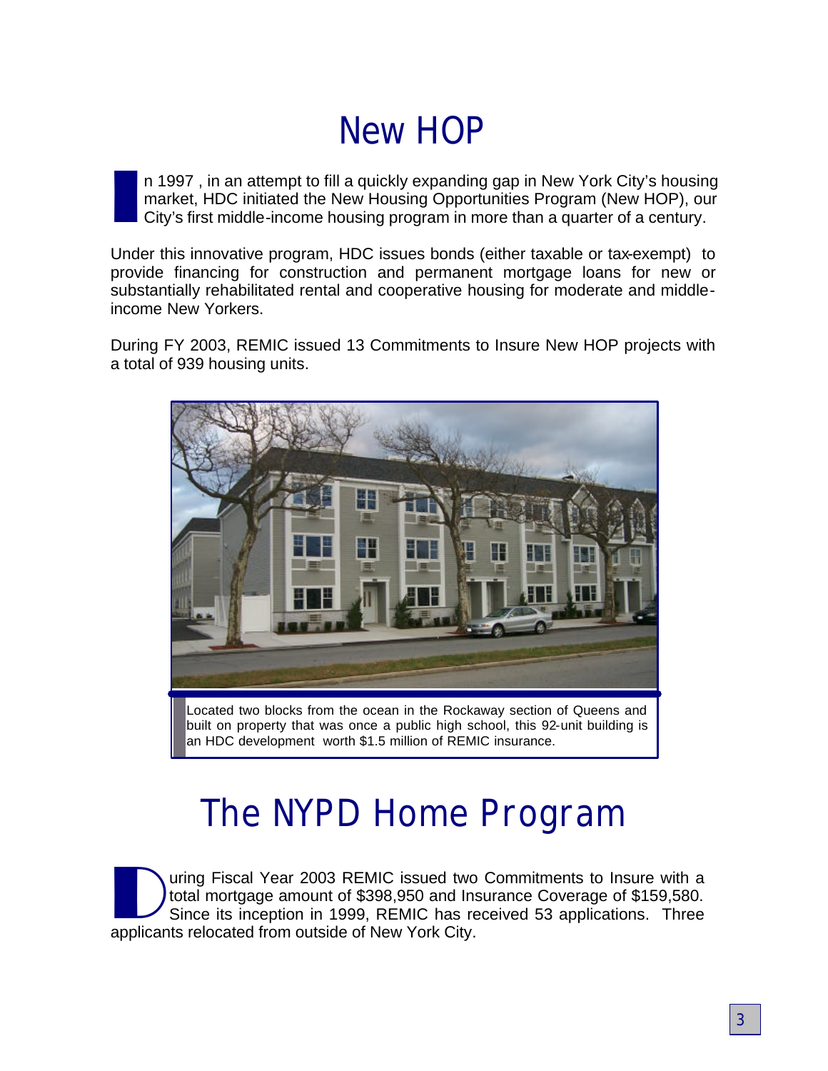# New HOP

In 1997 , in an attempt to fill a quickly expanding gap in New York City's housing market, HDC initiated the New Housing Opportunities Program (New HOP), our City's first middle-income housing program in more than a quarter of a century.

Under this innovative program, HDC issues bonds (either taxable or tax-exempt) to provide financing for construction and permanent mortgage loans for new or substantially rehabilitated rental and cooperative housing for moderate and middle-income New Yorkers.

During FY 2003, REMIC issued 13 Commitments to Insure New HOP projects with a total of 939 housing units.

Located two blocks from the ocean in the Rockaway section of Queens and built on property that was once a public high school, this 92-unit building is an HDC development worth $1.5 million of REMIC insurance.

# The NYPD Home Program

During Fiscal Year 2003 REMIC issued two Commitments to Insure with a total mortgage amount of $398,950 and Insurance Coverage of $159,580. Since its inception in 1999, REMIC has received 53 applications. Three applicants relocated from outside of New York City.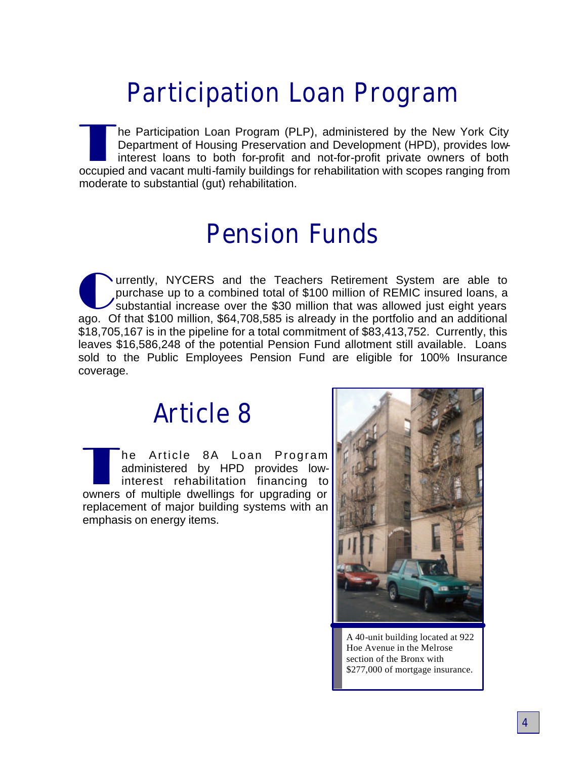# Participation Loan Program

The Participation Loan Program (PLP), administered by the New York City Department of Housing Preservation and Development (HPD), provides low-interest loans to both for-profit and not-for-profit private owners of both occupied and vacant multi-family buildings for rehabilitation with scopes ranging from moderate to substantial (gut) rehabilitation.

# Pension Funds

Currently, NYCERS and the Teachers Retirement System are able to purchase up to a combined total of $100 million of REMIC insured loans, a substantial increase over the $30 million that was allowed just eight years ago. Of that $100 million, $64,708,585 is already in the portfolio and an additional $18,705,167 is in the pipeline for a total commitment of $83,413,752. Currently, this leaves $16,586,248 of the potential Pension Fund allotment still available. Loans sold to the Public Employees Pension Fund are eligible for 100% Insurance coverage.

# Article 8

The Article 8A Loan Program administered by HPD provides low-interest rehabilitation financing to owners of multiple dwellings for upgrading or replacement of major building systems with an emphasis on energy items.

A 40-unit building located at 922 Hoe Avenue in the Melrose section of the Bronx with $277,000 of mortgage insurance.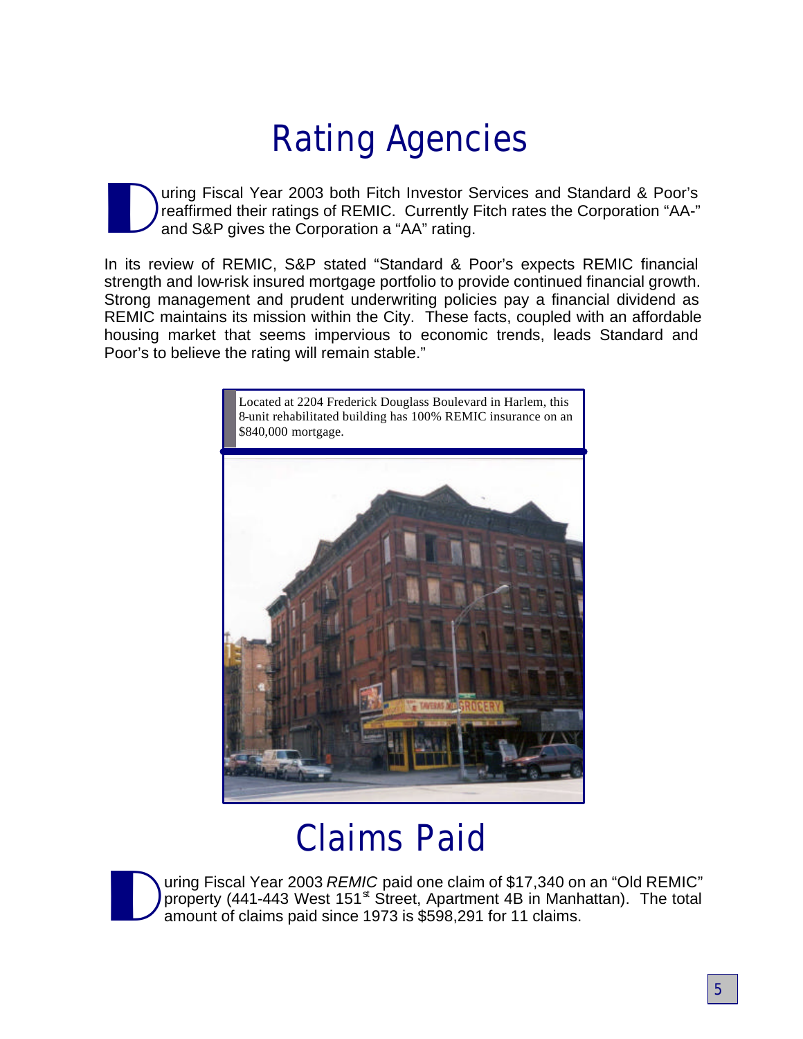# Rating Agencies

During Fiscal Year 2003 both Fitch Investor Services and Standard & Poor's reaffirmed their ratings of REMIC. Currently Fitch rates the Corporation "AA-" and S&P gives the Corporation a "AA" rating.

In its review of REMIC, S&P stated "Standard & Poor's expects REMIC financial strength and low-risk insured mortgage portfolio to provide continued financial growth. Strong management and prudent underwriting policies pay a financial dividend as REMIC maintains its mission within the City. These facts, coupled with an affordable housing market that seems impervious to economic trends, leads Standard and Poor's to believe the rating will remain stable."

Located at 2204 Frederick Douglass Boulevard in Harlem, this 8-unit rehabilitated building has 100% REMIC insurance on an $840,000 mortgage.

# Claims Paid

During Fiscal Year 2003 *REMIC* paid one claim of $17,340 on an "Old REMIC" property (441-443 West 151st Street, Apartment 4B in Manhattan). The total amount of claims paid since 1973 is $598,291 for 11 claims.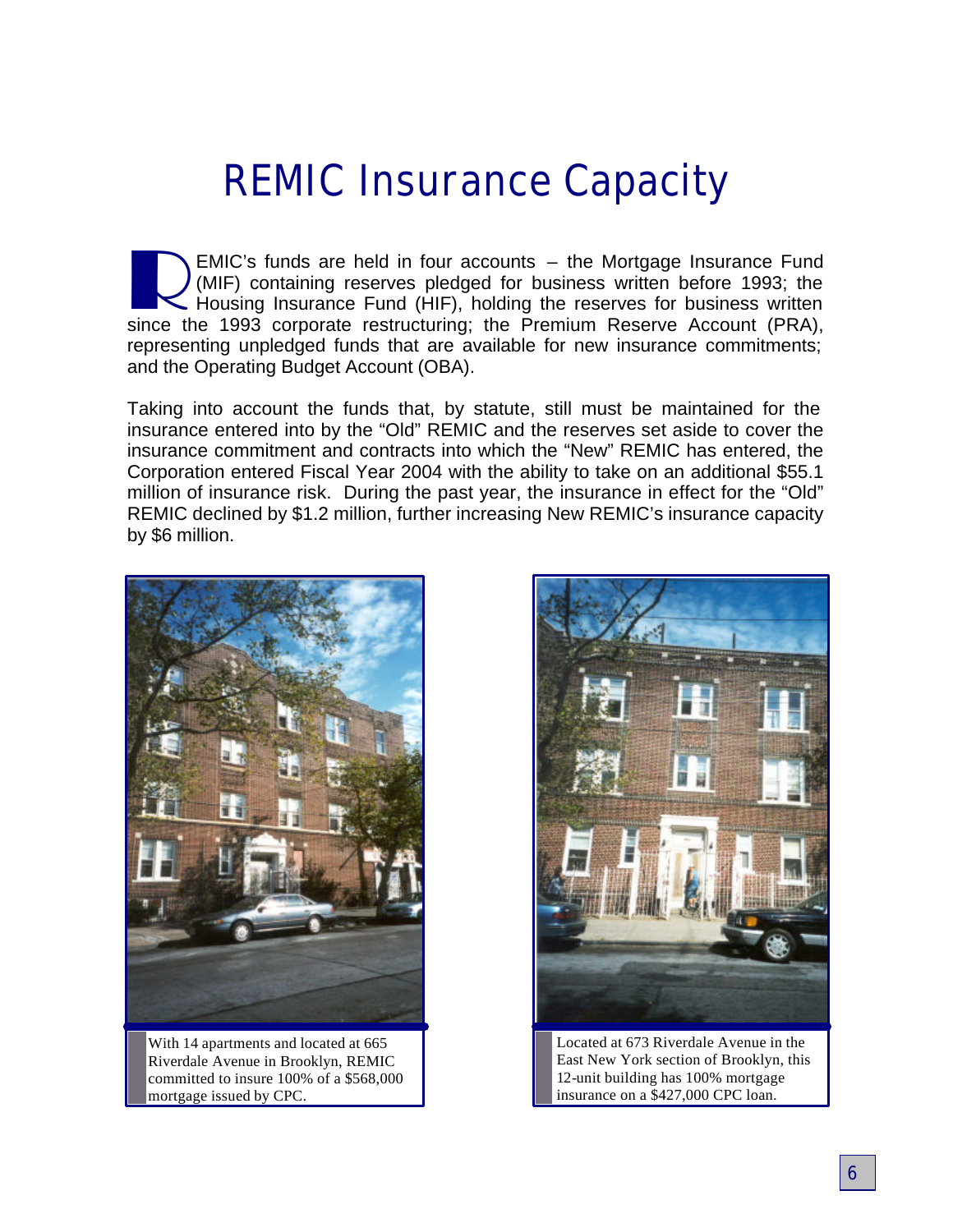# REMIC Insurance Capacity

REMIC's funds are held in four accounts – the Mortgage Insurance Fund (MIF) containing reserves pledged for business written before 1993; the Housing Insurance Fund (HIF), holding the reserves for business written since the 1993 corporate restructuring; the Premium Reserve Account (PRA), representing unpledged funds that are available for new insurance commitments; and the Operating Budget Account (OBA).

Taking into account the funds that, by statute, still must be maintained for the insurance entered into by the "Old" REMIC and the reserves set aside to cover the insurance commitment and contracts into which the "New" REMIC has entered, the Corporation entered Fiscal Year 2004 with the ability to take on an additional $55.1 million of insurance risk. During the past year, the insurance in effect for the "Old" REMIC declined by $1.2 million, further increasing New REMIC's insurance capacity by $6 million.

With 14 apartments and located at 665 Riverdale Avenue in Brooklyn, REMIC committed to insure 100% of a $568,000 mortgage issued by CPC.

Located at 673 Riverdale Avenue in the East New York section of Brooklyn, this 12-unit building has 100% mortgage insurance on a $427,000 CPC loan.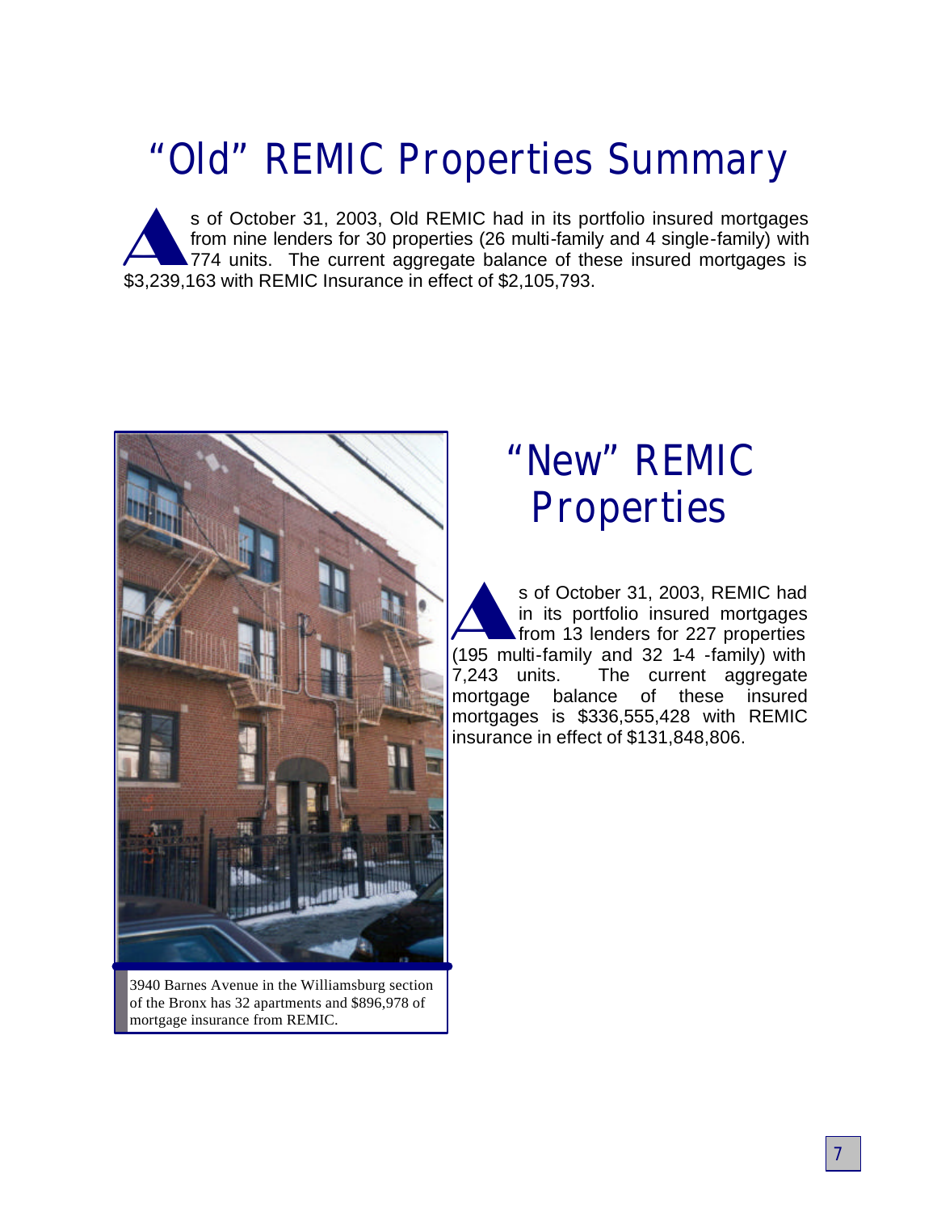# "Old" REMIC Properties Summary

As of October 31, 2003, Old REMIC had in its portfolio insured mortgages from nine lenders for 30 properties (26 multi-family and 4 single-family) with 774 units. The current aggregate balance of these insured mortgages is $3,239,163 with REMIC Insurance in effect of $2,105,793.

# "New" REMIC Properties

As of October 31, 2003, REMIC had in its portfolio insured mortgages from 13 lenders for 227 properties (195 multi-family and 32 1-4 -family) with 7,243 units. The current aggregate mortgage balance of these insured mortgages is $336,555,428 with REMIC insurance in effect of $131,848,806.

3940 Barnes Avenue in the Williamsburg section of the Bronx has 32 apartments and $896,978 of mortgage insurance from REMIC.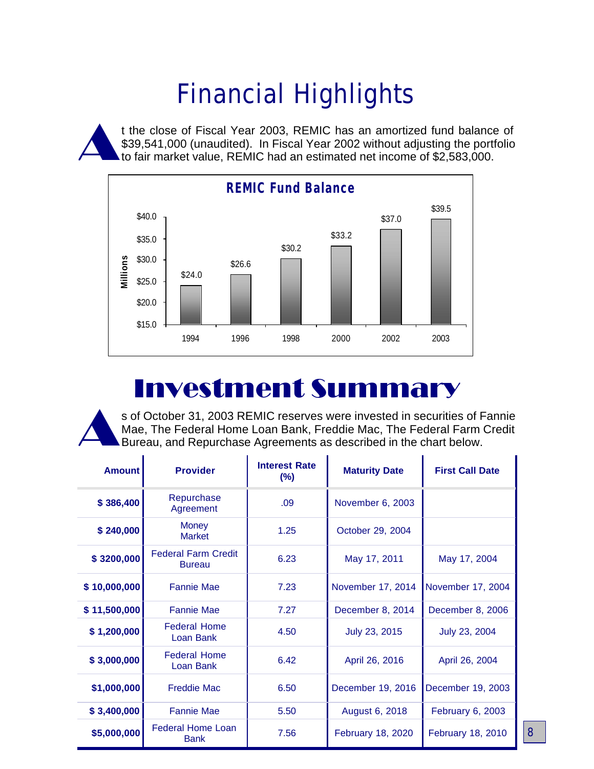# Financial Highlights

At the close of Fiscal Year 2003, REMIC has an amortized fund balance of $39,541,000 (unaudited). In Fiscal Year 2002 without adjusting the portfolio to fair market value, REMIC had an estimated net income of $2,583,000.

**REMIC Fund Balance**

| Year | Millions |
|---|---|
| 1994 | $24.0 |
| 1996 | $26.6 |
| 1998 | $30.2 |
| 2000 | $33.2 |
| 2002 | $37.0 |
| 2003 | $39.5 |

# Investment Summary

As of October 31, 2003 REMIC reserves were invested in securities of Fannie Mae, The Federal Home Loan Bank, Freddie Mac, The Federal Farm Credit Bureau, and Repurchase Agreements as described in the chart below.

| Amount | Provider | Interest Rate (%) | Maturity Date | First Call Date |
|---|---|---|---|---|
| $ 386,400 | Repurchase Agreement | .09 | November 6, 2003 | |
| $ 240,000 | Money Market | 1.25 | October 29, 2004 | |
| $ 3200,000 | Federal Farm Credit Bureau | 6.23 | May 17, 2011 | May 17, 2004 |
| $ 10,000,000 | Fannie Mae | 7.23 | November 17, 2014 | November 17, 2004 |
| $ 11,500,000 | Fannie Mae | 7.27 | December 8, 2014 | December 8, 2006 |
| $ 1,200,000 | Federal Home Loan Bank | 4.50 | July 23, 2015 | July 23, 2004 |
| $ 3,000,000 | Federal Home Loan Bank | 6.42 | April 26, 2016 | April 26, 2004 |
| $1,000,000 | Freddie Mac | 6.50 | December 19, 2016 | December 19, 2003 |
| $ 3,400,000 | Fannie Mae | 5.50 | August 6, 2018 | February 6, 2003 |
| $5,000,000 | Federal Home Loan Bank | 7.56 | February 18, 2020 | February 18, 2010 |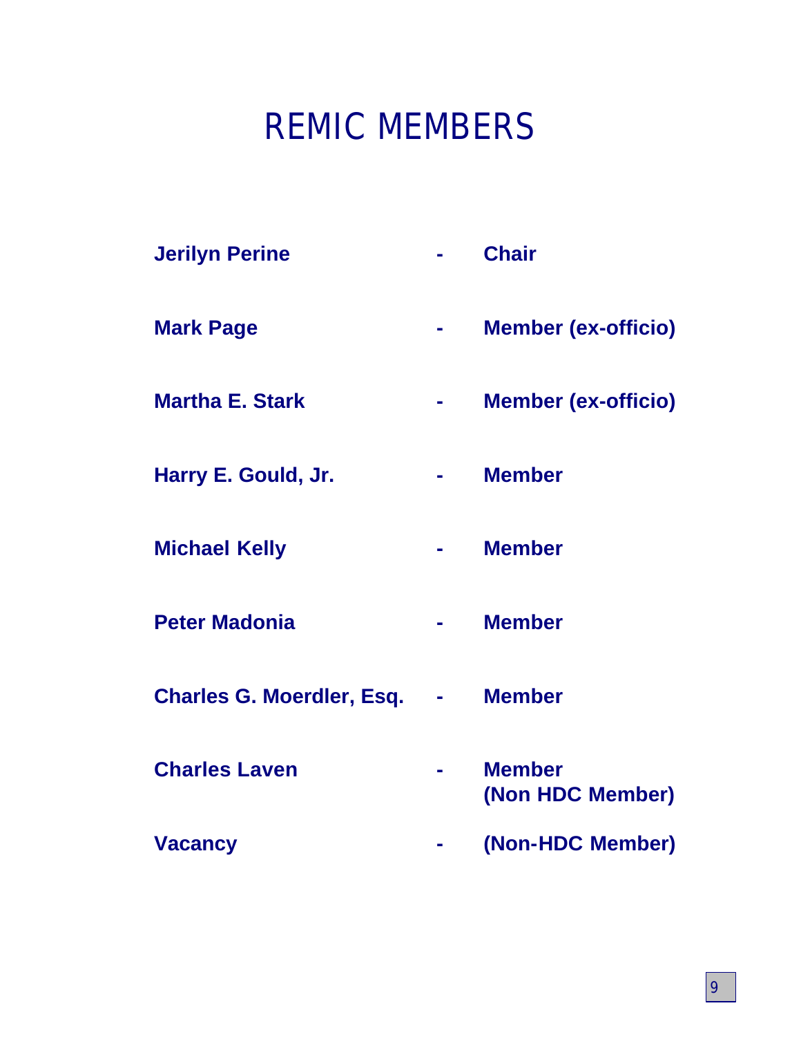# REMIC MEMBERS

| | | |
|---|---|---|
| **Jerilyn Perine** | **-** | **Chair** |
| **Mark Page** | **-** | **Member (ex-officio)** |
| **Martha E. Stark** | **-** | **Member (ex-officio)** |
| **Harry E. Gould, Jr.** | **-** | **Member** |
| **Michael Kelly** | **-** | **Member** |
| **Peter Madonia** | **-** | **Member** |
| **Charles G. Moerdler, Esq.** | **-** | **Member** |
| **Charles Laven** | **-** | **Member (Non HDC Member)** |
| **Vacancy** | **-** | **(Non-HDC Member)** |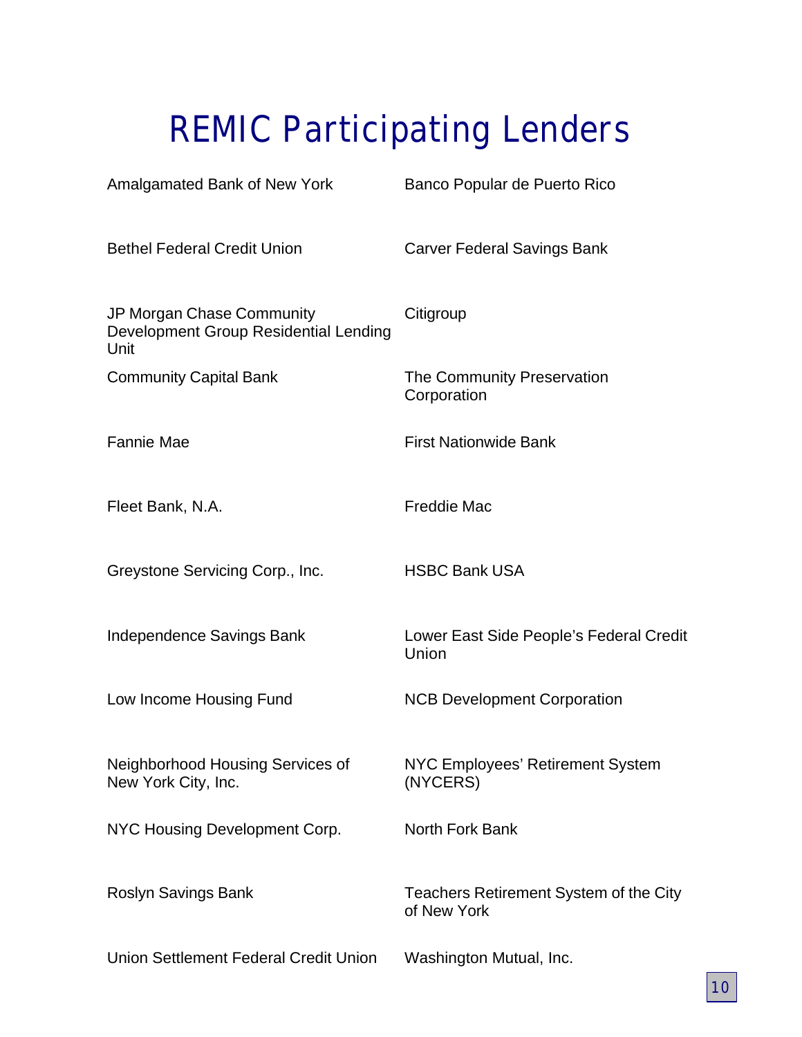# REMIC Participating Lenders

Amalgamated Bank of New York

Banco Popular de Puerto Rico

Bethel Federal Credit Union

Carver Federal Savings Bank

JP Morgan Chase Community Development Group Residential Lending Unit

Citigroup

Community Capital Bank

The Community Preservation Corporation

Fannie Mae

First Nationwide Bank

Fleet Bank, N.A.

Freddie Mac

Greystone Servicing Corp., Inc.

HSBC Bank USA

Independence Savings Bank

Lower East Side People's Federal Credit Union

Low Income Housing Fund

NCB Development Corporation

Neighborhood Housing Services of New York City, Inc.

NYC Employees' Retirement System (NYCERS)

NYC Housing Development Corp.

North Fork Bank

Roslyn Savings Bank

Teachers Retirement System of the City of New York

Union Settlement Federal Credit Union

Washington Mutual, Inc.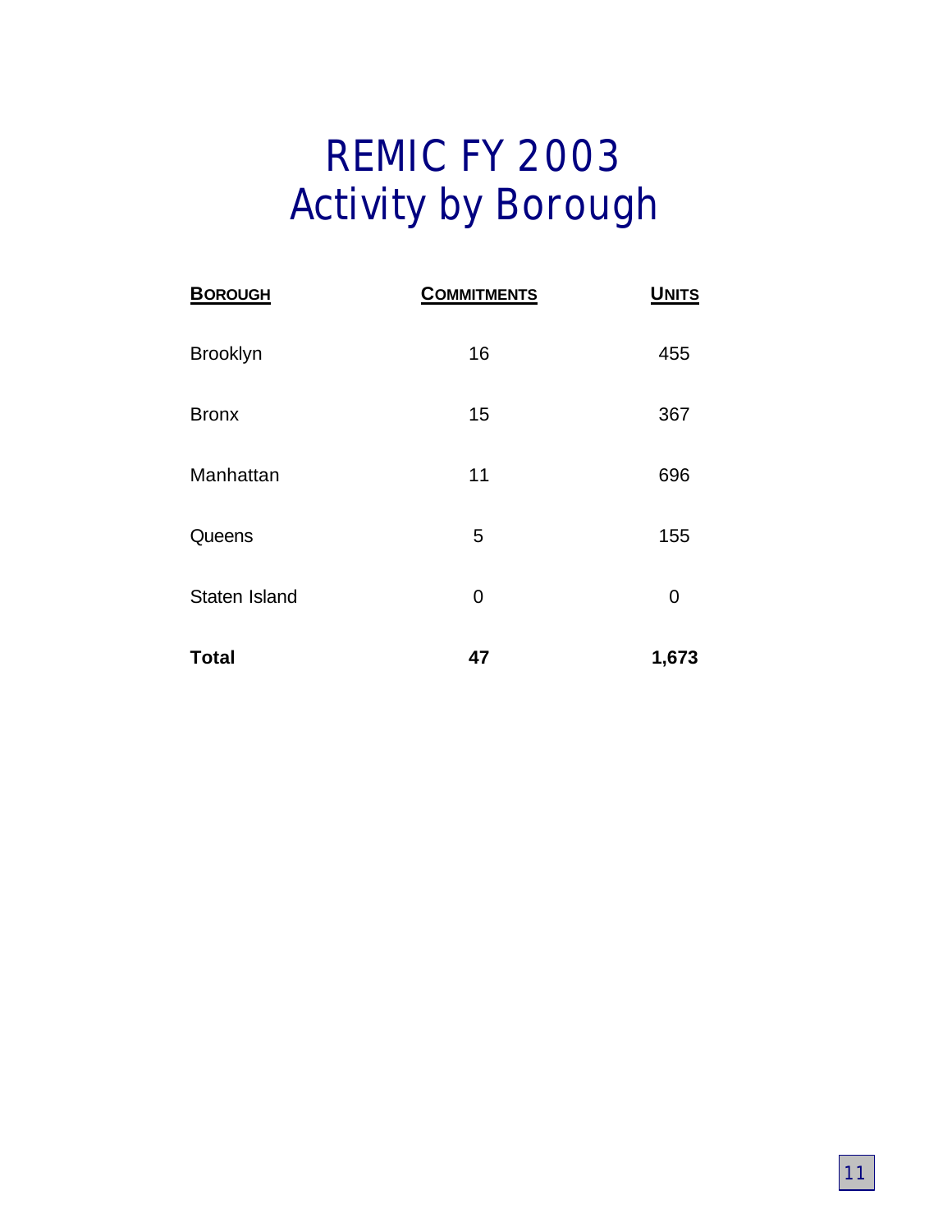# REMIC FY 2003
# Activity by Borough

| BOROUGH | COMMITMENTS | UNITS |
|---|---|---|
| Brooklyn | 16 | 455 |
| Bronx | 15 | 367 |
| Manhattan | 11 | 696 |
| Queens | 5 | 155 |
| Staten Island | 0 | 0 |
| **Total** | **47** | **1,673** |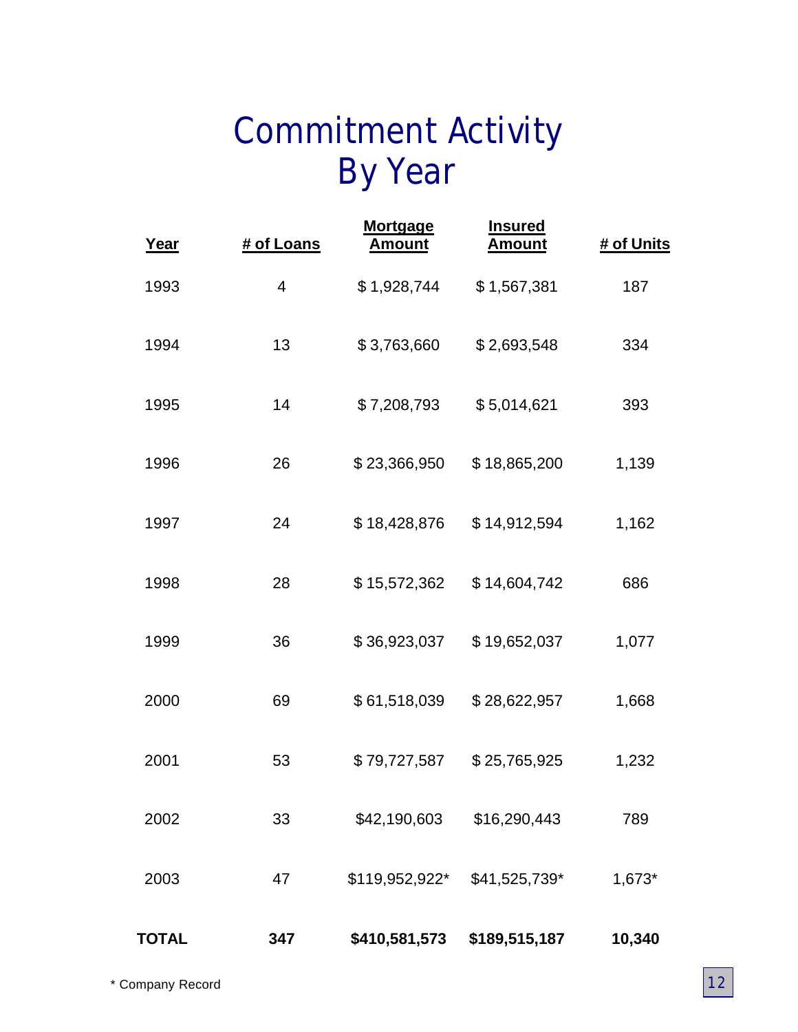# Commitment Activity By Year

| Year | # of Loans | Mortgage Amount | Insured Amount | # of Units |
|---|---|---|---|---|
| 1993 | 4 | $ 1,928,744 | $ 1,567,381 | 187 |
| 1994 | 13 | $ 3,763,660 | $ 2,693,548 | 334 |
| 1995 | 14 | $ 7,208,793 | $ 5,014,621 | 393 |
| 1996 | 26 | $ 23,366,950 | $ 18,865,200 | 1,139 |
| 1997 | 24 | $ 18,428,876 | $ 14,912,594 | 1,162 |
| 1998 | 28 | $ 15,572,362 | $ 14,604,742 | 686 |
| 1999 | 36 | $ 36,923,037 | $ 19,652,037 | 1,077 |
| 2000 | 69 | $ 61,518,039 | $ 28,622,957 | 1,668 |
| 2001 | 53 | $ 79,727,587 | $ 25,765,925 | 1,232 |
| 2002 | 33 | $42,190,603 | $16,290,443 | 789 |
| 2003 | 47 | $119,952,922* | $41,525,739* | 1,673* |
| **TOTAL** | **347** | **$410,581,573** | **$189,515,187** | **10,340** |

* Company Record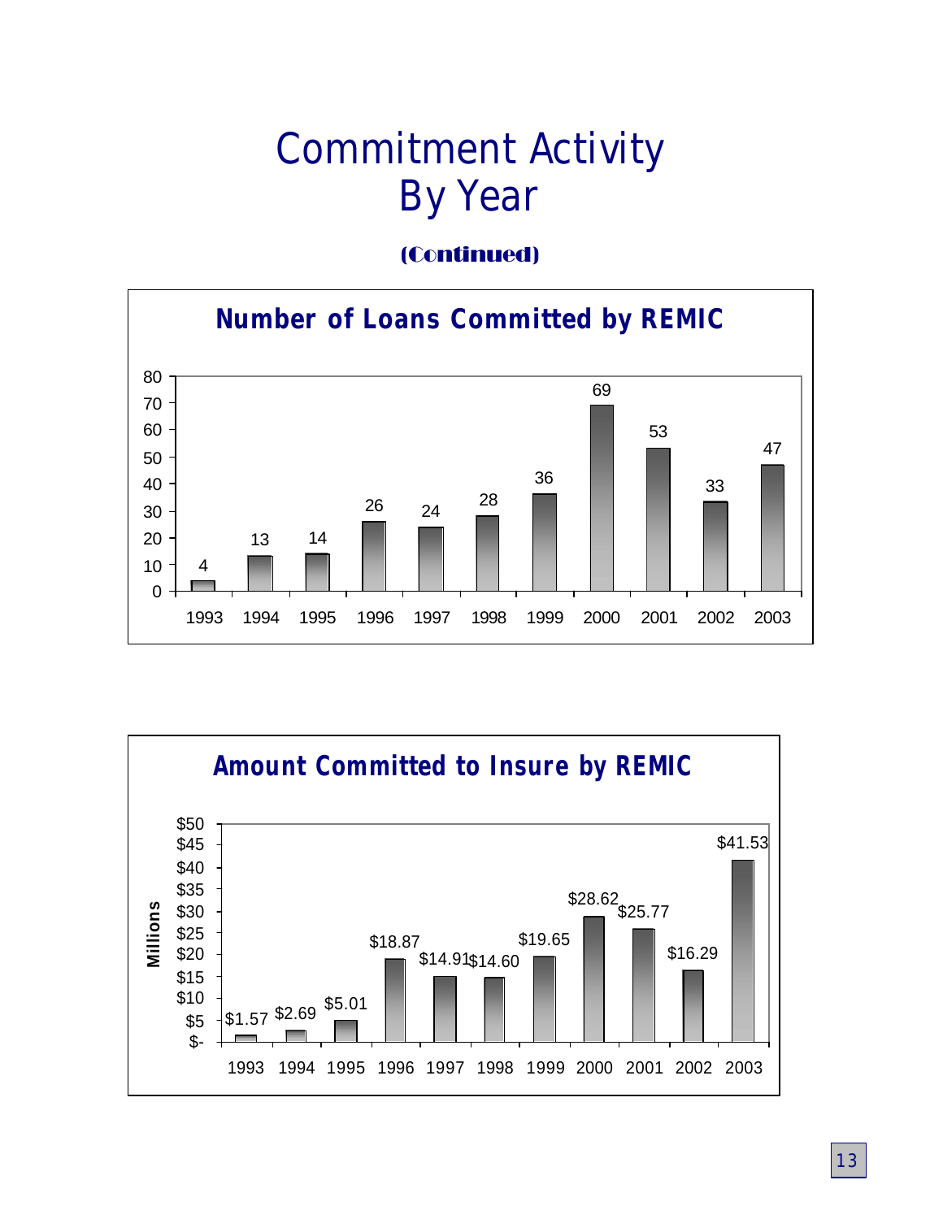# Commitment Activity By Year

**(Continued)**

## Number of Loans Committed by REMIC

| Year | Number of Loans |
|---|---|
| 1993 | 4 |
| 1994 | 13 |
| 1995 | 14 |
| 1996 | 26 |
| 1997 | 24 |
| 1998 | 28 |
| 1999 | 36 |
| 2000 | 69 |
| 2001 | 53 |
| 2002 | 33 |
| 2003 | 47 |

## Amount Committed to Insure by REMIC

| Year | Amount (Millions) |
|---|---|
| 1993 | $1.57 |
| 1994 | $2.69 |
| 1995 | $5.01 |
| 1996 | $18.87 |
| 1997 | $14.91 |
| 1998 | $14.60 |
| 1999 | $19.65 |
| 2000 | $28.62 |
| 2001 | $25.77 |
| 2002 | $16.29 |
| 2003 | $41.53 |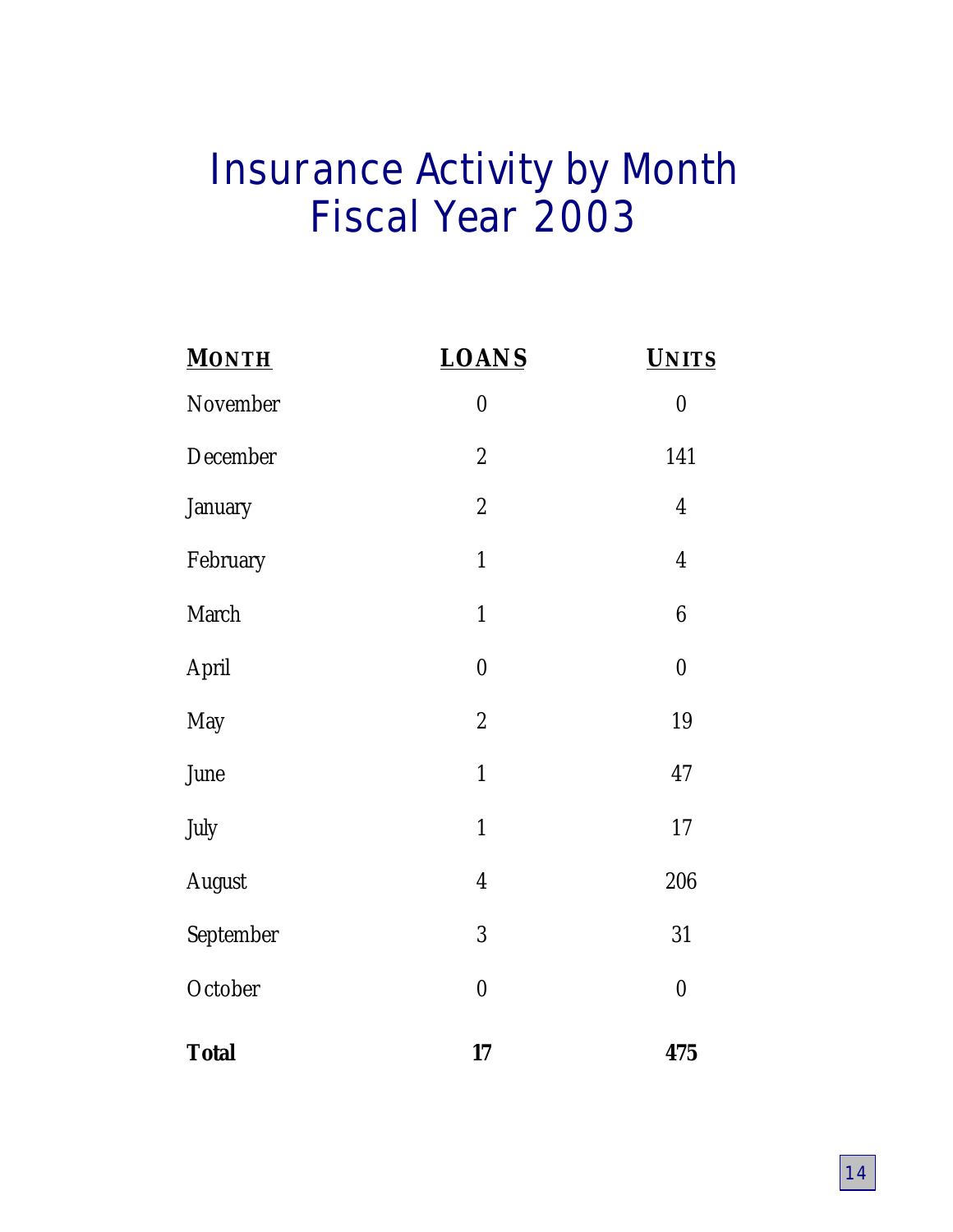# Insurance Activity by Month
# Fiscal Year 2003

| MONTH | LOANS | UNITS |
|---|---|---|
| November | 0 | 0 |
| December | 2 | 141 |
| January | 2 | 4 |
| February | 1 | 4 |
| March | 1 | 6 |
| April | 0 | 0 |
| May | 2 | 19 |
| June | 1 | 47 |
| July | 1 | 17 |
| August | 4 | 206 |
| September | 3 | 31 |
| October | 0 | 0 |
| **Total** | **17** | **475** |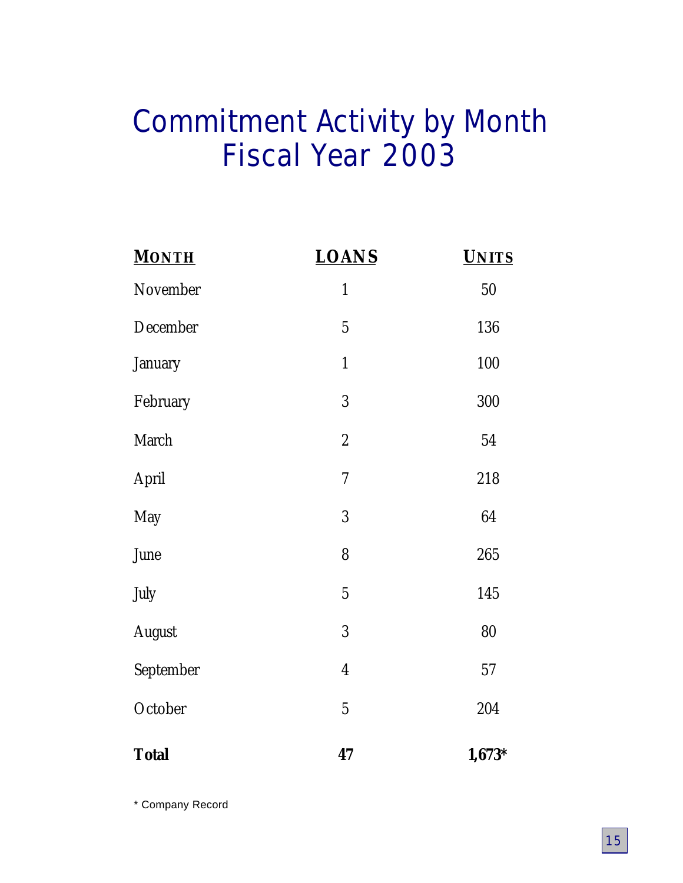# Commitment Activity by Month
# Fiscal Year 2003

| MONTH | LOANS | UNITS |
|---|---|---|
| November | 1 | 50 |
| December | 5 | 136 |
| January | 1 | 100 |
| February | 3 | 300 |
| March | 2 | 54 |
| April | 7 | 218 |
| May | 3 | 64 |
| June | 8 | 265 |
| July | 5 | 145 |
| August | 3 | 80 |
| September | 4 | 57 |
| October | 5 | 204 |
| **Total** | **47** | **1,673*** |

* Company Record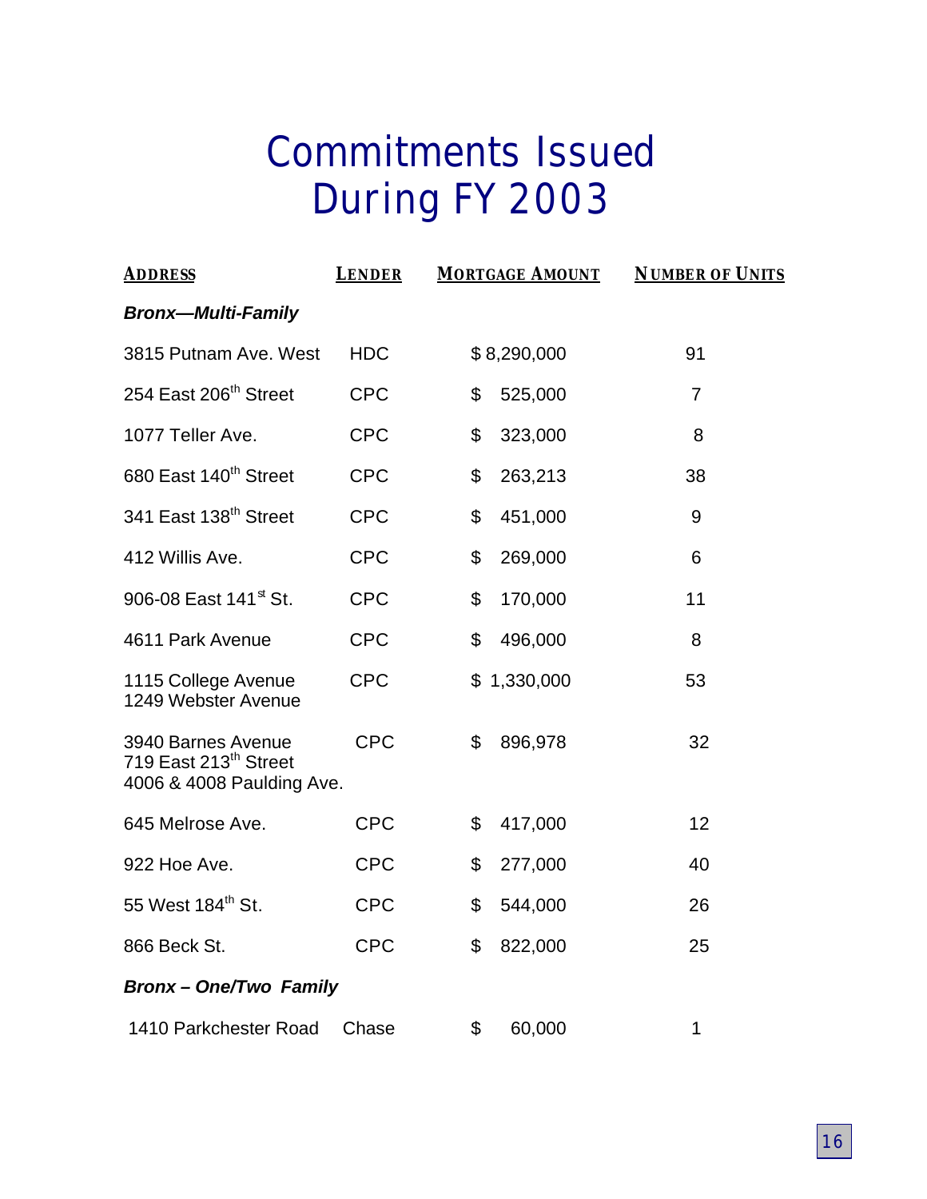# Commitments Issued During FY 2003

| ADDRESS | LENDER | MORTGAGE AMOUNT | NUMBER OF UNITS |
|---|---|---|---|
| ***Bronx—Multi-Family*** | | | |
| 3815 Putnam Ave. West | HDC | $ 8,290,000 | 91 |
| 254 East 206th Street | CPC | $ 525,000 | 7 |
| 1077 Teller Ave. | CPC | $ 323,000 | 8 |
| 680 East 140th Street | CPC | $ 263,213 | 38 |
| 341 East 138th Street | CPC | $ 451,000 | 9 |
| 412 Willis Ave. | CPC | $ 269,000 | 6 |
| 906-08 East 141st St. | CPC | $ 170,000 | 11 |
| 4611 Park Avenue | CPC | $ 496,000 | 8 |
| 1115 College Avenue<br>1249 Webster Avenue | CPC | $ 1,330,000 | 53 |
| 3940 Barnes Avenue<br>719 East 213th Street<br>4006 & 4008 Paulding Ave. | CPC | $ 896,978 | 32 |
| 645 Melrose Ave. | CPC | $ 417,000 | 12 |
| 922 Hoe Ave. | CPC | $ 277,000 | 40 |
| 55 West 184th St. | CPC | $ 544,000 | 26 |
| 866 Beck St. | CPC | $ 822,000 | 25 |
| ***Bronx – One/Two Family*** | | | |
| 1410 Parkchester Road | Chase | $ 60,000 | 1 |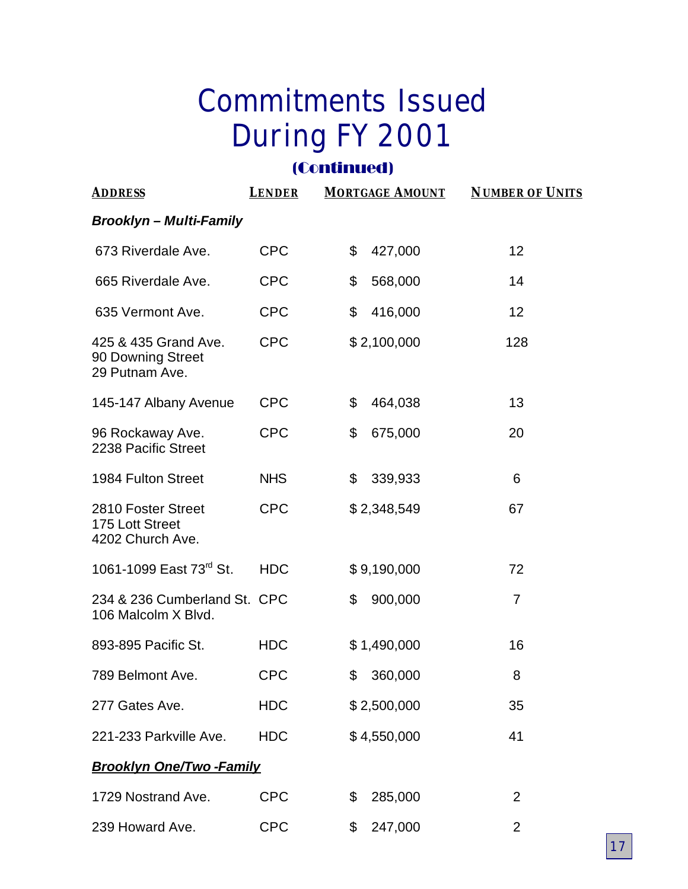# Commitments Issued During FY 2001

### (Continued)

| ADDRESS | LENDER | MORTGAGE AMOUNT | NUMBER OF UNITS |
|---|---|---|---|
| ***Brooklyn – Multi-Family*** | | | |
| 673 Riverdale Ave. | CPC | $ 427,000 | 12 |
| 665 Riverdale Ave. | CPC | $ 568,000 | 14 |
| 635 Vermont Ave. | CPC | $ 416,000 | 12 |
| 425 & 435 Grand Ave.<br>90 Downing Street<br>29 Putnam Ave. | CPC | $ 2,100,000 | 128 |
| 145-147 Albany Avenue | CPC | $ 464,038 | 13 |
| 96 Rockaway Ave.<br>2238 Pacific Street | CPC | $ 675,000 | 20 |
| 1984 Fulton Street | NHS | $ 339,933 | 6 |
| 2810 Foster Street<br>175 Lott Street<br>4202 Church Ave. | CPC | $ 2,348,549 | 67 |
| 1061-1099 East 73rd St. | HDC | $ 9,190,000 | 72 |
| 234 & 236 Cumberland St.<br>106 Malcolm X Blvd. | CPC | $ 900,000 | 7 |
| 893-895 Pacific St. | HDC | $ 1,490,000 | 16 |
| 789 Belmont Ave. | CPC | $ 360,000 | 8 |
| 277 Gates Ave. | HDC | $ 2,500,000 | 35 |
| 221-233 Parkville Ave. | HDC | $ 4,550,000 | 41 |
| ***Brooklyn One/Two -Family*** | | | |
| 1729 Nostrand Ave. | CPC | $ 285,000 | 2 |
| 239 Howard Ave. | CPC | $ 247,000 | 2 |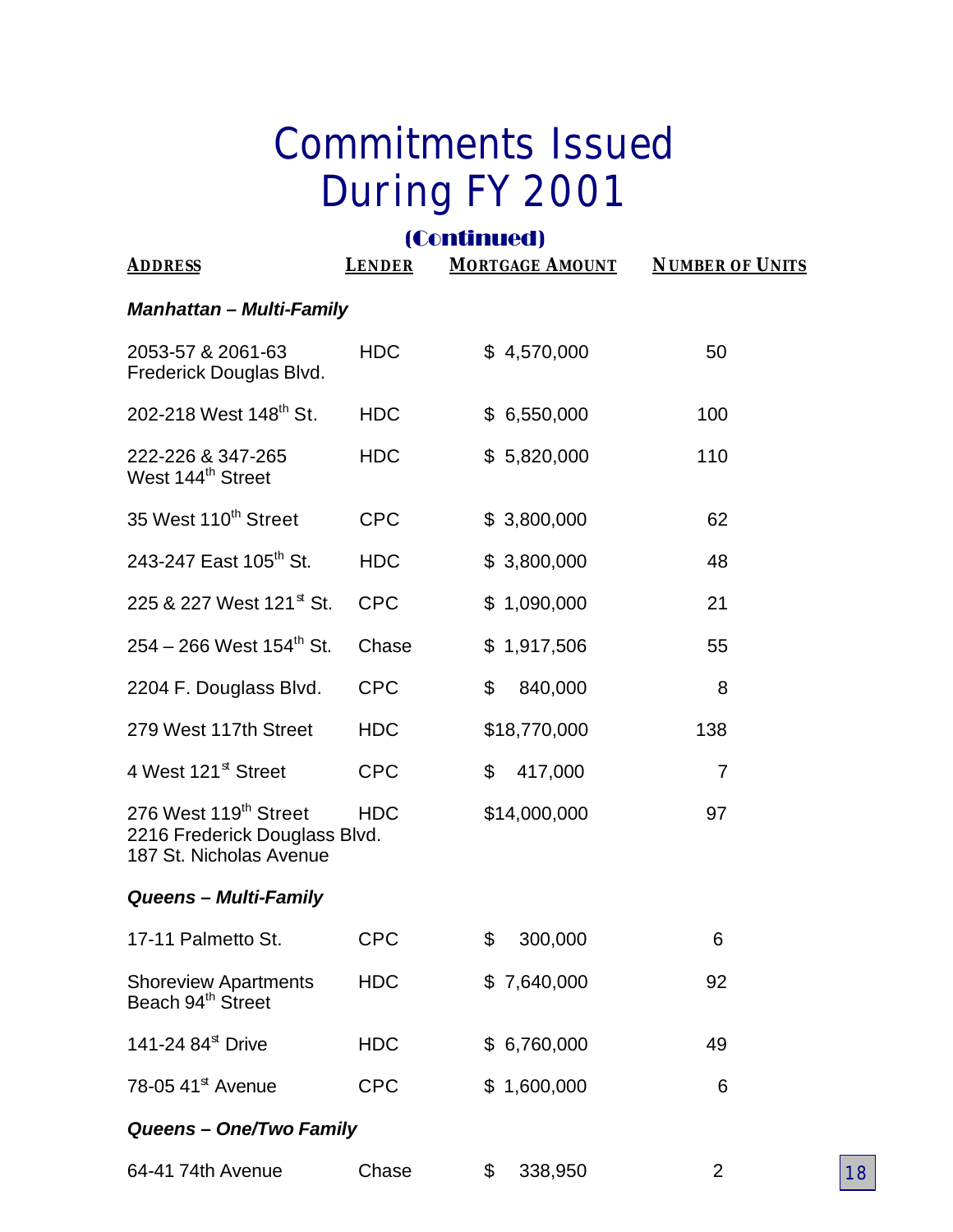# Commitments Issued During FY 2001

**(Continued)**

| ADDRESS | LENDER | MORTGAGE AMOUNT | NUMBER OF UNITS |
|---|---|---|---|
| ***Manhattan – Multi-Family*** | | | |
| 2053-57 & 2061-63 Frederick Douglas Blvd. | HDC | $ 4,570,000 | 50 |
| 202-218 West 148th St. | HDC | $ 6,550,000 | 100 |
| 222-226 & 347-265 West 144th Street | HDC | $ 5,820,000 | 110 |
| 35 West 110th Street | CPC | $ 3,800,000 | 62 |
| 243-247 East 105th St. | HDC | $ 3,800,000 | 48 |
| 225 & 227 West 121st St. | CPC | $ 1,090,000 | 21 |
| 254 – 266 West 154th St. | Chase | $ 1,917,506 | 55 |
| 2204 F. Douglass Blvd. | CPC | $ 840,000 | 8 |
| 279 West 117th Street | HDC | $18,770,000 | 138 |
| 4 West 121st Street | CPC | $ 417,000 | 7 |
| 276 West 119th Street<br>2216 Frederick Douglass Blvd.<br>187 St. Nicholas Avenue | HDC | $14,000,000 | 97 |
| ***Queens – Multi-Family*** | | | |
| 17-11 Palmetto St. | CPC | $ 300,000 | 6 |
| Shoreview Apartments Beach 94th Street | HDC | $ 7,640,000 | 92 |
| 141-24 84st Drive | HDC | $ 6,760,000 | 49 |
| 78-05 41st Avenue | CPC | $ 1,600,000 | 6 |
| ***Queens – One/Two Family*** | | | |
| 64-41 74th Avenue | Chase | $ 338,950 | 2 |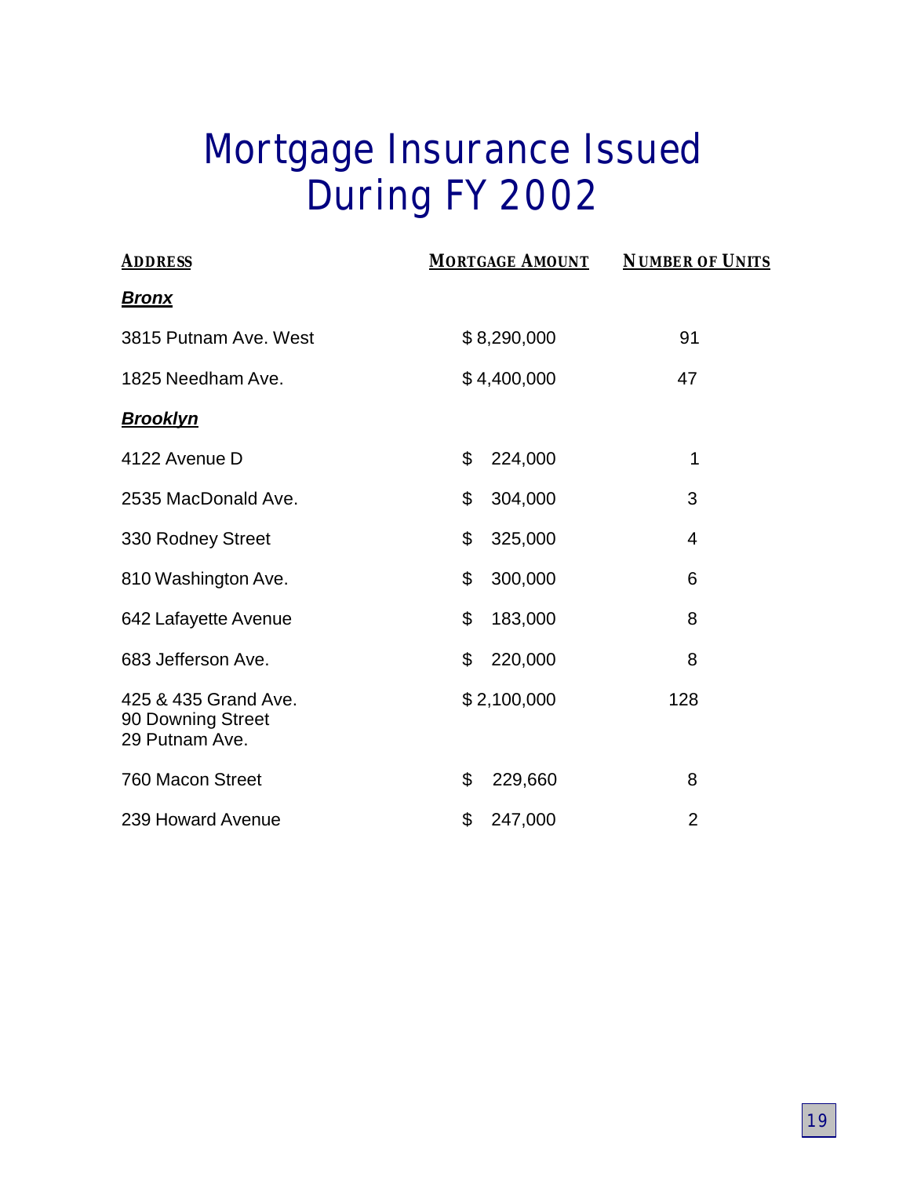# Mortgage Insurance Issued During FY 2002

| ADDRESS | MORTGAGE AMOUNT | NUMBER OF UNITS |
|---|---|---|
| ***Bronx*** | | |
| 3815 Putnam Ave. West | $ 8,290,000 | 91 |
| 1825 Needham Ave. | $ 4,400,000 | 47 |
| ***Brooklyn*** | | |
| 4122 Avenue D | $ 224,000 | 1 |
| 2535 MacDonald Ave. | $ 304,000 | 3 |
| 330 Rodney Street | $ 325,000 | 4 |
| 810 Washington Ave. | $ 300,000 | 6 |
| 642 Lafayette Avenue | $ 183,000 | 8 |
| 683 Jefferson Ave. | $ 220,000 | 8 |
| 425 & 435 Grand Ave.<br>90 Downing Street<br>29 Putnam Ave. | $ 2,100,000 | 128 |
| 760 Macon Street | $ 229,660 | 8 |
| 239 Howard Avenue | $ 247,000 | 2 |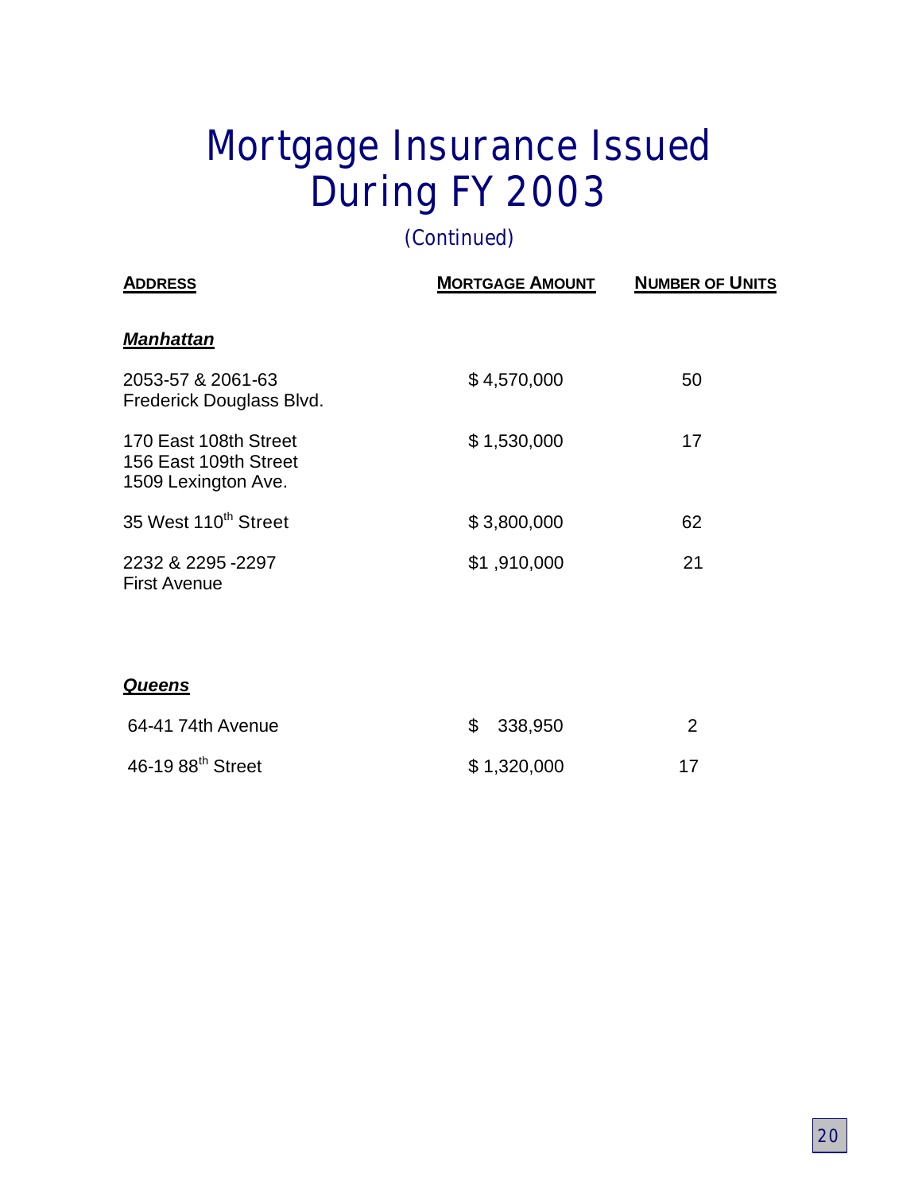# Mortgage Insurance Issued During FY 2003

*(Continued)*

| ADDRESS | MORTGAGE AMOUNT | NUMBER OF UNITS |
|---|---|---|
| ***Manhattan*** | | |
| 2053-57 & 2061-63 Frederick Douglass Blvd. | $ 4,570,000 | 50 |
| 170 East 108th Street<br>156 East 109th Street<br>1509 Lexington Ave. | $ 1,530,000 | 17 |
| 35 West 110th Street | $ 3,800,000 | 62 |
| 2232 & 2295 -2297 First Avenue | $1 ,910,000 | 21 |
| ***Queens*** | | |
| 64-41 74th Avenue | $ 338,950 | 2 |
| 46-19 88th Street | $ 1,320,000 | 17 |